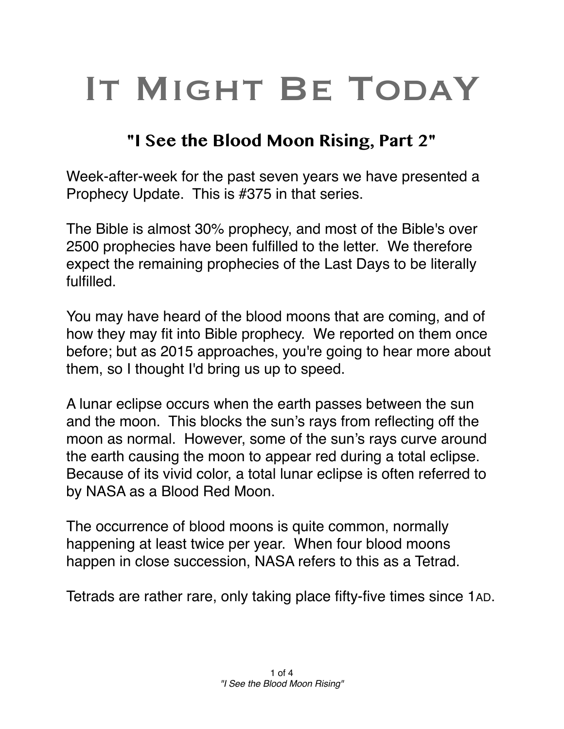# It Might Be TodaY

## "I See the Blood Moon Rising, Part 2"

Week-after-week for the past seven years we have presented a Prophecy Update. This is #375 in that series.

The Bible is almost 30% prophecy, and most of the Bible's over 2500 prophecies have been fulfilled to the letter. We therefore expect the remaining prophecies of the Last Days to be literally fulfilled.

You may have heard of the blood moons that are coming, and of how they may fit into Bible prophecy. We reported on them once before; but as 2015 approaches, you're going to hear more about them, so I thought I'd bring us up to speed.

A lunar eclipse occurs when the earth passes between the sun and the moon. This blocks the sun's rays from reflecting off the moon as normal. However, some of the sun's rays curve around the earth causing the moon to appear red during a total eclipse. Because of its vivid color, a total lunar eclipse is often referred to by NASA as a Blood Red Moon.

The occurrence of blood moons is quite common, normally happening at least twice per year. When four blood moons happen in close succession, NASA refers to this as a Tetrad.

Tetrads are rather rare, only taking place fifty-five times since 1AD.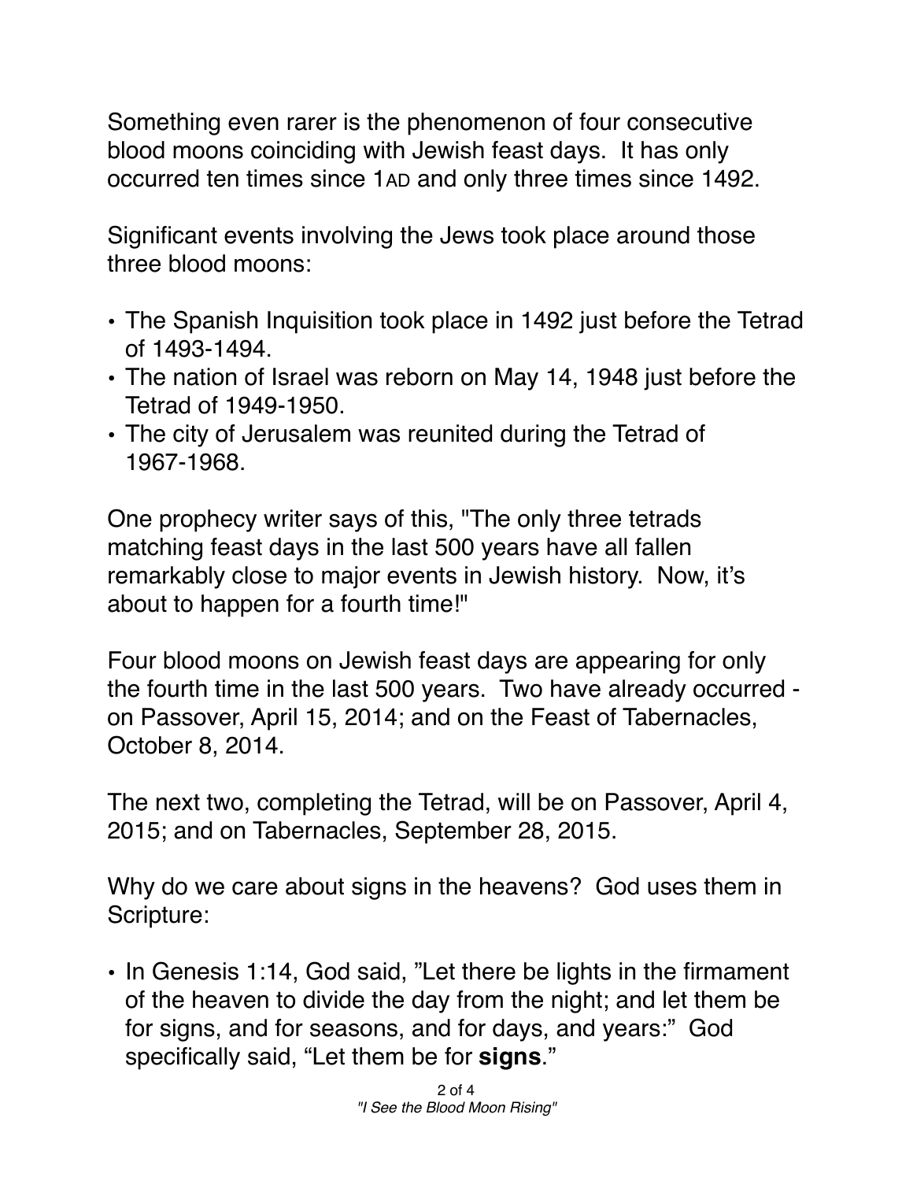Something even rarer is the phenomenon of four consecutive blood moons coinciding with Jewish feast days. It has only occurred ten times since 1AD and only three times since 1492.

Significant events involving the Jews took place around those three blood moons:

- The Spanish Inquisition took place in 1492 just before the Tetrad of 1493-1494.
- The nation of Israel was reborn on May 14, 1948 just before the Tetrad of 1949-1950.
- The city of Jerusalem was reunited during the Tetrad of 1967-1968.

One prophecy writer says of this, "The only three tetrads matching feast days in the last 500 years have all fallen remarkably close to major events in Jewish history. Now, it's about to happen for a fourth time!"

Four blood moons on Jewish feast days are appearing for only the fourth time in the last 500 years. Two have already occurred - on Passover, April 15, 2014; and on the Feast of Tabernacles, October 8, 2014.

The next two, completing the Tetrad, will be on Passover, April 4, 2015; and on Tabernacles, September 28, 2015.

Why do we care about signs in the heavens? God uses them in Scripture:

- In Genesis 1:14, God said, "Let there be lights in the firmament of the heaven to divide the day from the night; and let them be for signs, and for seasons, and for days, and years:" God specifically said, "Let them be for **signs**."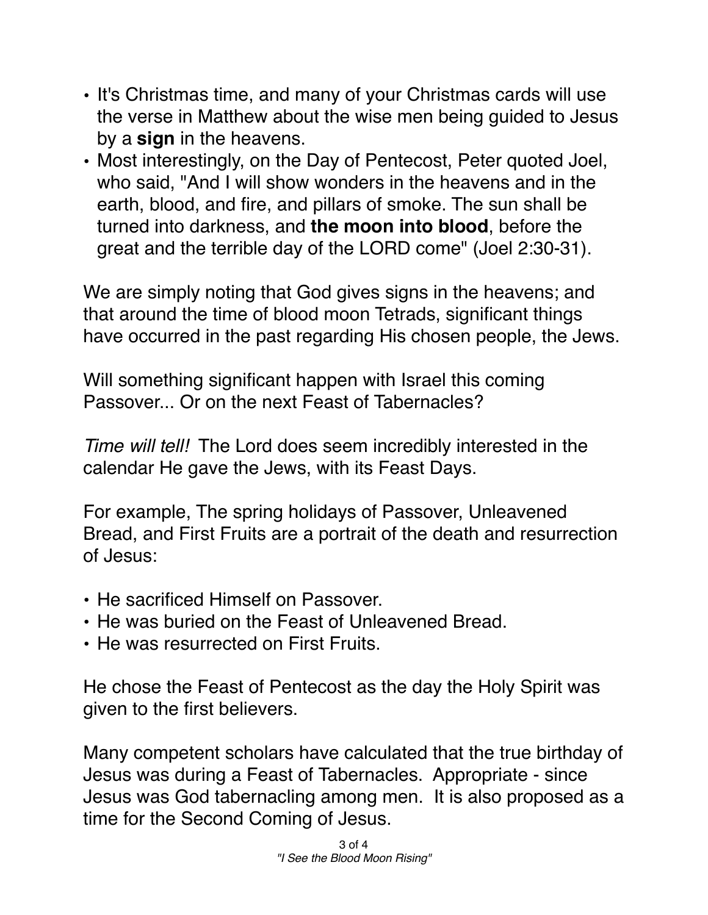- It's Christmas time, and many of your Christmas cards will use the verse in Matthew about the wise men being guided to Jesus by a **sign** in the heavens.
- Most interestingly, on the Day of Pentecost, Peter quoted Joel, who said, "And I will show wonders in the heavens and in the earth, blood, and fire, and pillars of smoke. The sun shall be turned into darkness, and **the moon into blood**, before the great and the terrible day of the LORD come" (Joel 2:30-31).

We are simply noting that God gives signs in the heavens; and that around the time of blood moon Tetrads, significant things have occurred in the past regarding His chosen people, the Jews.

Will something significant happen with Israel this coming Passover... Or on the next Feast of Tabernacles?

*Time will tell!* The Lord does seem incredibly interested in the calendar He gave the Jews, with its Feast Days.

For example, The spring holidays of Passover, Unleavened Bread, and First Fruits are a portrait of the death and resurrection of Jesus:

- He sacrificed Himself on Passover.
- He was buried on the Feast of Unleavened Bread.
- He was resurrected on First Fruits.

He chose the Feast of Pentecost as the day the Holy Spirit was given to the first believers.

Many competent scholars have calculated that the true birthday of Jesus was during a Feast of Tabernacles. Appropriate - since Jesus was God tabernacling among men. It is also proposed as a time for the Second Coming of Jesus.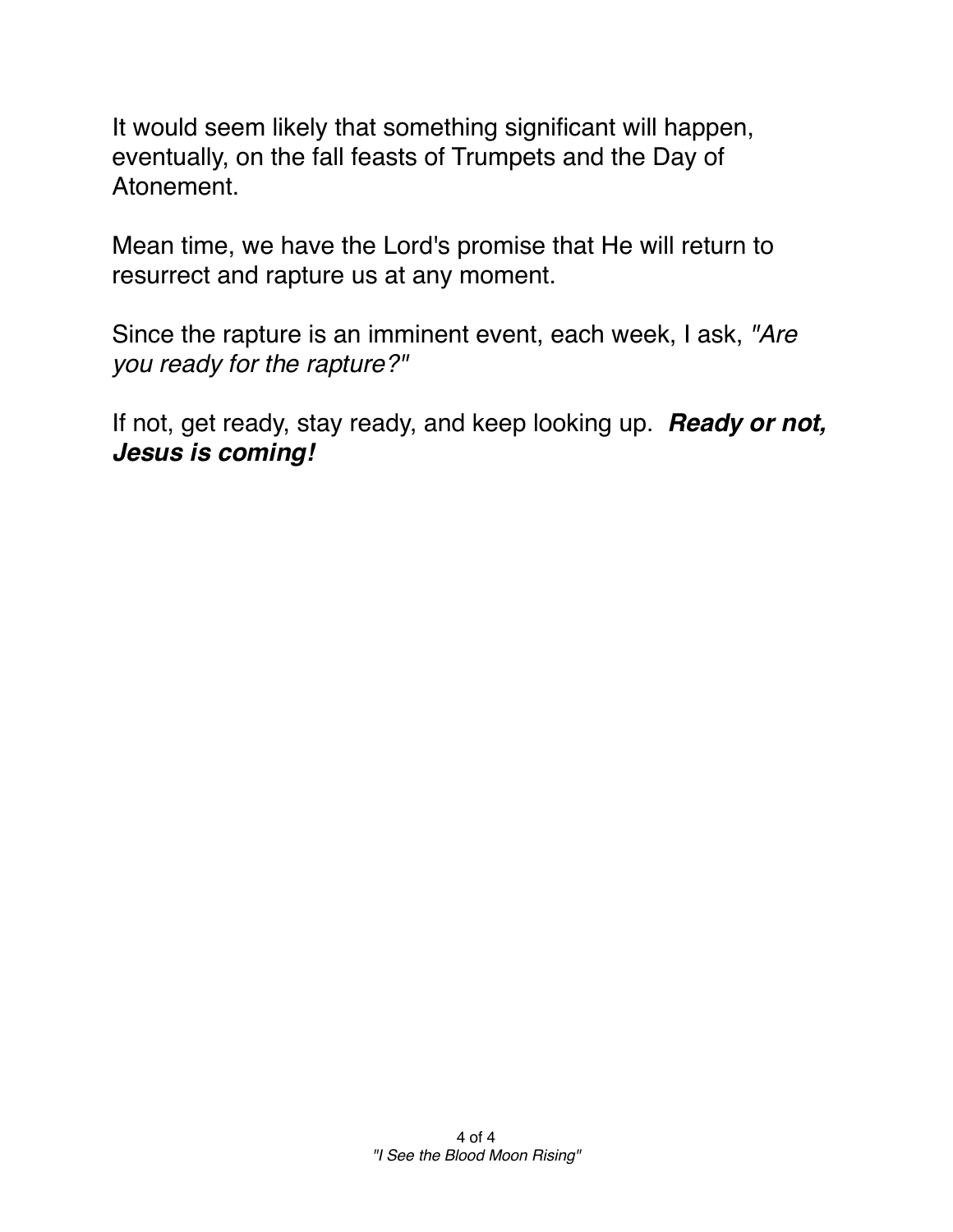It would seem likely that something significant will happen, eventually, on the fall feasts of Trumpets and the Day of Atonement.

Mean time, we have the Lord's promise that He will return to resurrect and rapture us at any moment.

Since the rapture is an imminent event, each week, I ask, *"Are you ready for the rapture?"*

If not, get ready, stay ready, and keep looking up.  ***Ready or not, Jesus is coming!***